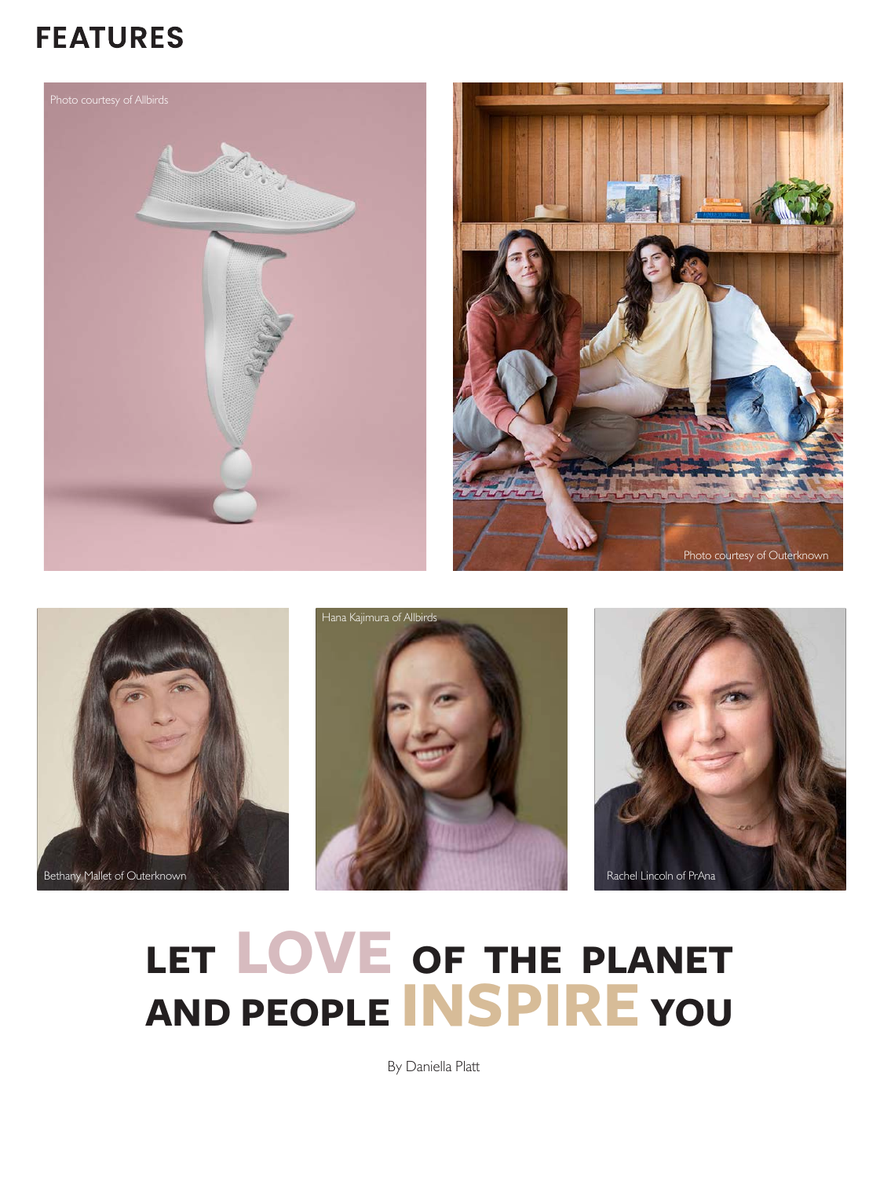# FEATURES

Photo courtesy of Allbirds

Photo courtesy of Outerknown

Bethany Mallet of Outerknown

Hana Kajimura of Allbirds

Rachel Lincoln of PrAna

# LET LOVE OF THE PLANET AND PEOPLE INSPIRE YOU

By Daniella Platt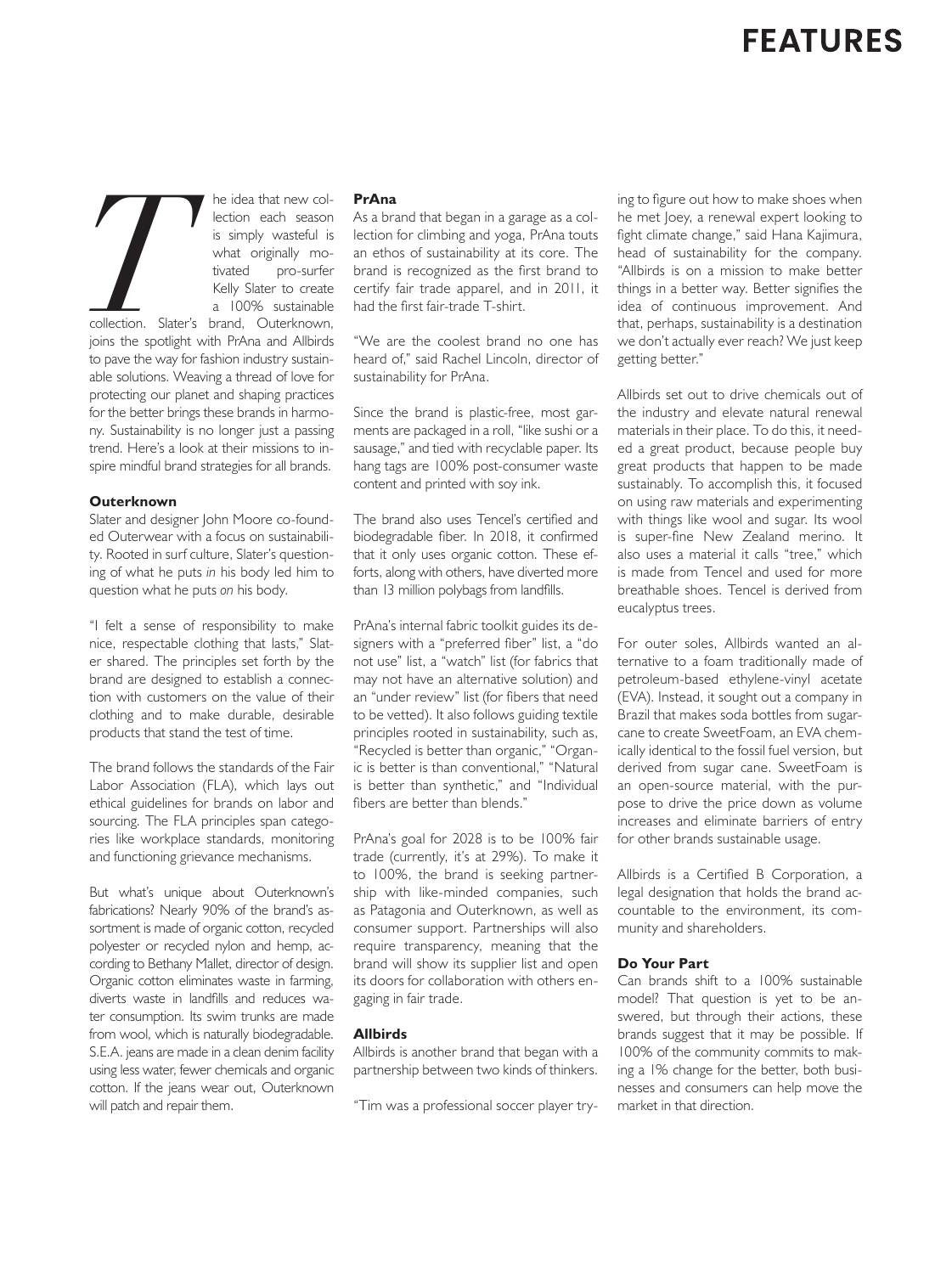The idea that new collection each season is simply wasteful is what originally motivated pro-surfer Kelly Slater to create a 100% sustainable collection. Slater's brand, Outerknown, joins the spotlight with PrAna and Allbirds to pave the way for fashion industry sustainable solutions. Weaving a thread of love for protecting our planet and shaping practices for the better brings these brands in harmony. Sustainability is no longer just a passing trend. Here's a look at their missions to inspire mindful brand strategies for all brands.

**Outerknown**

Slater and designer John Moore co-founded Outerwear with a focus on sustainability. Rooted in surf culture, Slater's questioning of what he puts *in* his body led him to question what he puts *on* his body.

"I felt a sense of responsibility to make nice, respectable clothing that lasts," Slater shared. The principles set forth by the brand are designed to establish a connection with customers on the value of their clothing and to make durable, desirable products that stand the test of time.

The brand follows the standards of the Fair Labor Association (FLA), which lays out ethical guidelines for brands on labor and sourcing. The FLA principles span categories like workplace standards, monitoring and functioning grievance mechanisms.

But what's unique about Outerknown's fabrications? Nearly 90% of the brand's assortment is made of organic cotton, recycled polyester or recycled nylon and hemp, according to Bethany Mallet, director of design. Organic cotton eliminates waste in farming, diverts waste in landfills and reduces water consumption. Its swim trunks are made from wool, which is naturally biodegradable. S.E.A. jeans are made in a clean denim facility using less water, fewer chemicals and organic cotton. If the jeans wear out, Outerknown will patch and repair them.

**PrAna**

As a brand that began in a garage as a collection for climbing and yoga, PrAna touts an ethos of sustainability at its core. The brand is recognized as the first brand to certify fair trade apparel, and in 2011, it had the first fair-trade T-shirt.

"We are the coolest brand no one has heard of," said Rachel Lincoln, director of sustainability for PrAna.

Since the brand is plastic-free, most garments are packaged in a roll, "like sushi or a sausage," and tied with recyclable paper. Its hang tags are 100% post-consumer waste content and printed with soy ink.

The brand also uses Tencel's certified and biodegradable fiber. In 2018, it confirmed that it only uses organic cotton. These efforts, along with others, have diverted more than 13 million polybags from landfills.

PrAna's internal fabric toolkit guides its designers with a "preferred fiber" list, a "do not use" list, a "watch" list (for fabrics that may not have an alternative solution) and an "under review" list (for fibers that need to be vetted). It also follows guiding textile principles rooted in sustainability, such as, "Recycled is better than organic," "Organic is better is than conventional," "Natural is better than synthetic," and "Individual fibers are better than blends."

PrAna's goal for 2028 is to be 100% fair trade (currently, it's at 29%). To make it to 100%, the brand is seeking partnership with like-minded companies, such as Patagonia and Outerknown, as well as consumer support. Partnerships will also require transparency, meaning that the brand will show its supplier list and open its doors for collaboration with others engaging in fair trade.

**Allbirds**

Allbirds is another brand that began with a partnership between two kinds of thinkers.

"Tim was a professional soccer player trying to figure out how to make shoes when he met Joey, a renewal expert looking to fight climate change," said Hana Kajimura, head of sustainability for the company. "Allbirds is on a mission to make better things in a better way. Better signifies the idea of continuous improvement. And that, perhaps, sustainability is a destination we don't actually ever reach? We just keep getting better."

Allbirds set out to drive chemicals out of the industry and elevate natural renewal materials in their place. To do this, it needed a great product, because people buy great products that happen to be made sustainably. To accomplish this, it focused on using raw materials and experimenting with things like wool and sugar. Its wool is super-fine New Zealand merino. It also uses a material it calls "tree," which is made from Tencel and used for more breathable shoes. Tencel is derived from eucalyptus trees.

For outer soles, Allbirds wanted an alternative to a foam traditionally made of petroleum-based ethylene-vinyl acetate (EVA). Instead, it sought out a company in Brazil that makes soda bottles from sugarcane to create SweetFoam, an EVA chemically identical to the fossil fuel version, but derived from sugar cane. SweetFoam is an open-source material, with the purpose to drive the price down as volume increases and eliminate barriers of entry for other brands sustainable usage.

Allbirds is a Certified B Corporation, a legal designation that holds the brand accountable to the environment, its community and shareholders.

**Do Your Part**

Can brands shift to a 100% sustainable model? That question is yet to be answered, but through their actions, these brands suggest that it may be possible. If 100% of the community commits to making a 1% change for the better, both businesses and consumers can help move the market in that direction.